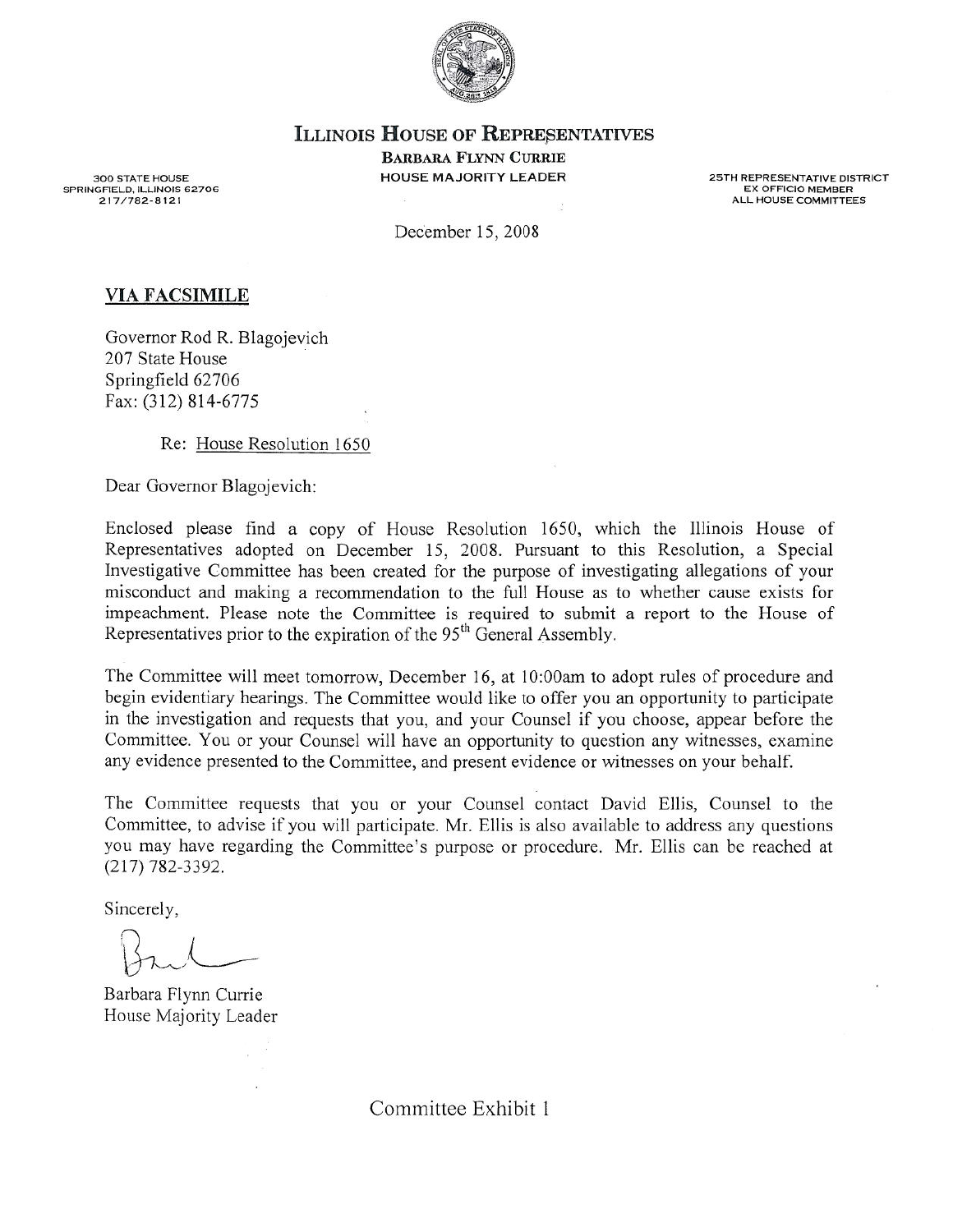# ILLINOIS HOUSE OF REPRESENTATIVES

**BARBARA FLYNN CURRIE**
**HOUSE MAJORITY LEADER**

300 STATE HOUSE
SPRINGFIELD, ILLINOIS 62706
217/782-8121

25TH REPRESENTATIVE DISTRICT
EX OFFICIO MEMBER
ALL HOUSE COMMITTEES

December 15, 2008

**VIA FACSIMILE**

Governor Rod R. Blagojevich
207 State House
Springfield 62706
Fax: (312) 814-6775

Re: House Resolution 1650

Dear Governor Blagojevich:

Enclosed please find a copy of House Resolution 1650, which the Illinois House of Representatives adopted on December 15, 2008. Pursuant to this Resolution, a Special Investigative Committee has been created for the purpose of investigating allegations of your misconduct and making a recommendation to the full House as to whether cause exists for impeachment. Please note the Committee is required to submit a report to the House of Representatives prior to the expiration of the 95th General Assembly.

The Committee will meet tomorrow, December 16, at 10:00am to adopt rules of procedure and begin evidentiary hearings. The Committee would like to offer you an opportunity to participate in the investigation and requests that you, and your Counsel if you choose, appear before the Committee. You or your Counsel will have an opportunity to question any witnesses, examine any evidence presented to the Committee, and present evidence or witnesses on your behalf.

The Committee requests that you or your Counsel contact David Ellis, Counsel to the Committee, to advise if you will participate. Mr. Ellis is also available to address any questions you may have regarding the Committee's purpose or procedure. Mr. Ellis can be reached at (217) 782-3392.

Sincerely,

Barbara Flynn Currie
House Majority Leader

Committee Exhibit 1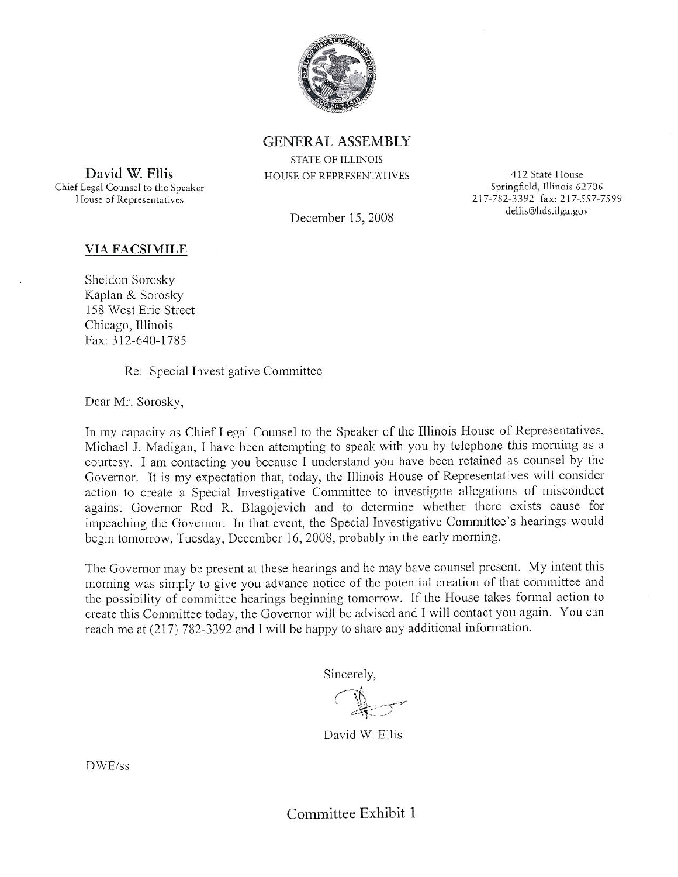# GENERAL ASSEMBLY

STATE OF ILLINOIS
HOUSE OF REPRESENTATIVES

**David W. Ellis**
Chief Legal Counsel to the Speaker
House of Representatives

412 State House
Springfield, Illinois 62706
217-782-3392 fax: 217-557-7599
dellis@hds.ilga.gov

December 15, 2008

**VIA FACSIMILE**

Sheldon Sorosky
Kaplan & Sorosky
158 West Erie Street
Chicago, Illinois
Fax: 312-640-1785

Re: Special Investigative Committee

Dear Mr. Sorosky,

In my capacity as Chief Legal Counsel to the Speaker of the Illinois House of Representatives, Michael J. Madigan, I have been attempting to speak with you by telephone this morning as a courtesy. I am contacting you because I understand you have been retained as counsel by the Governor. It is my expectation that, today, the Illinois House of Representatives will consider action to create a Special Investigative Committee to investigate allegations of misconduct against Governor Rod R. Blagojevich and to determine whether there exists cause for impeaching the Governor. In that event, the Special Investigative Committee's hearings would begin tomorrow, Tuesday, December 16, 2008, probably in the early morning.

The Governor may be present at these hearings and he may have counsel present. My intent this morning was simply to give you advance notice of the potential creation of that committee and the possibility of committee hearings beginning tomorrow. If the House takes formal action to create this Committee today, the Governor will be advised and I will contact you again. You can reach me at (217) 782-3392 and I will be happy to share any additional information.

Sincerely,

David W. Ellis

DWE/ss

Committee Exhibit 1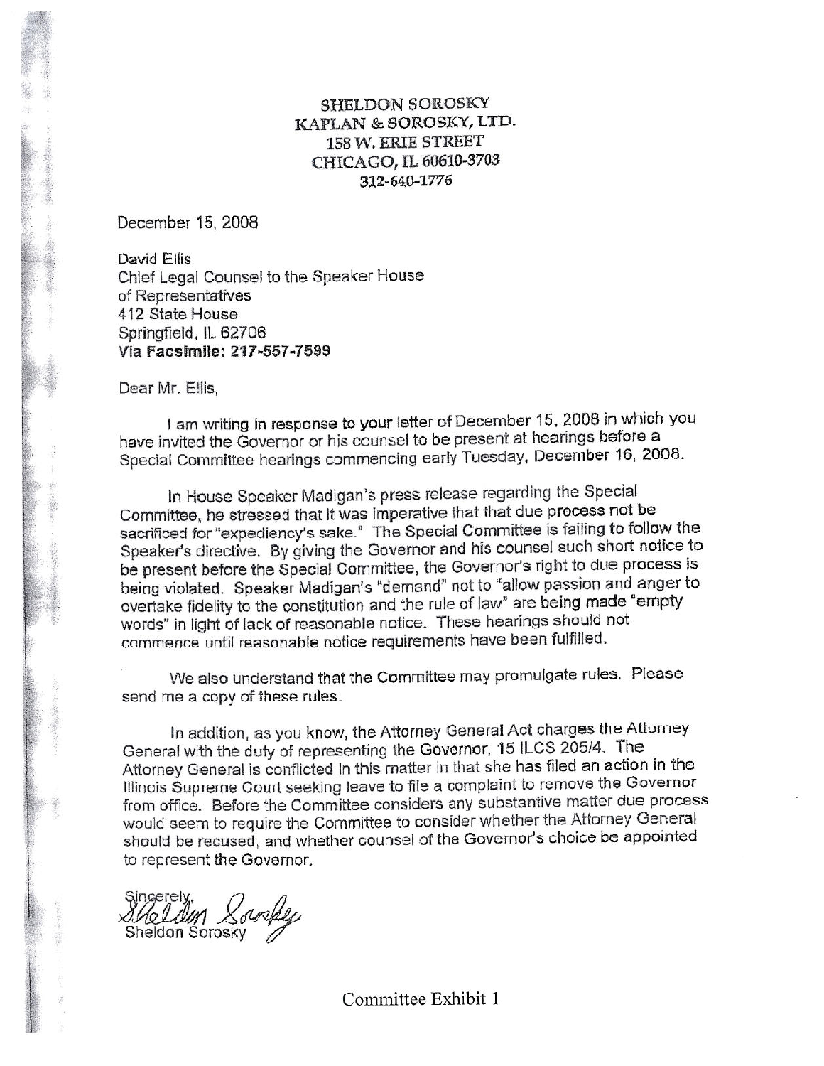SHELDON SOROSKY
KAPLAN & SOROSKY, LTD.
158 W. ERIE STREET
CHICAGO, IL 60610-3703
312-640-1776

December 15, 2008

David Ellis
Chief Legal Counsel to the Speaker House of Representatives
412 State House
Springfield, IL 62706
**Via Facsimile: 217-557-7599**

Dear Mr. Ellis,

I am writing in response to your letter of December 15, 2008 in which you have invited the Governor or his counsel to be present at hearings before a Special Committee hearings commencing early Tuesday, December 16, 2008.

In House Speaker Madigan's press release regarding the Special Committee, he stressed that it was imperative that that due process not be sacrificed for "expediency's sake." The Special Committee is failing to follow the Speaker's directive. By giving the Governor and his counsel such short notice to be present before the Special Committee, the Governor's right to due process is being violated. Speaker Madigan's "demand" not to "allow passion and anger to overtake fidelity to the constitution and the rule of law" are being made "empty words" in light of lack of reasonable notice. These hearings should not commence until reasonable notice requirements have been fulfilled.

We also understand that the Committee may promulgate rules. Please send me a copy of these rules.

In addition, as you know, the Attorney General Act charges the Attorney General with the duty of representing the Governor, 15 ILCS 205/4. The Attorney General is conflicted in this matter in that she has filed an action in the Illinois Supreme Court seeking leave to file a complaint to remove the Governor from office. Before the Committee considers any substantive matter due process would seem to require the Committee to consider whether the Attorney General should be recused, and whether counsel of the Governor's choice be appointed to represent the Governor.

Sincerely,
*Sheldon Sorosky*
Sheldon Sorosky

Committee Exhibit 1